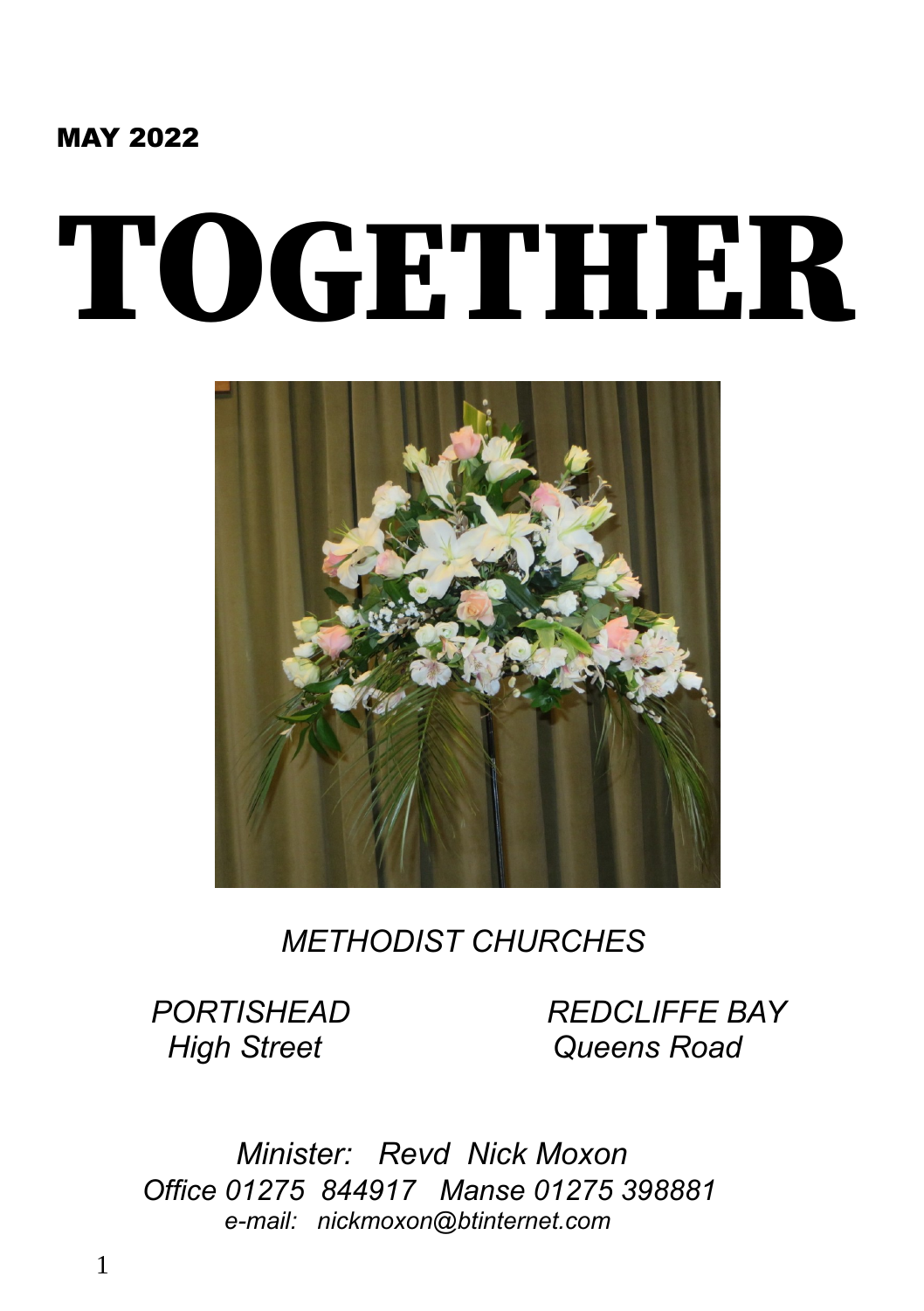**MAY 2022**

# TOGETHER

*METHODIST CHURCHES*

*PORTISHEAD*
*High Street*

*REDCLIFFE BAY*
*Queens Road*

*Minister: Revd Nick Moxon*
*Office 01275 844917 Manse 01275 398881*
*e-mail: nickmoxon@btinternet.com*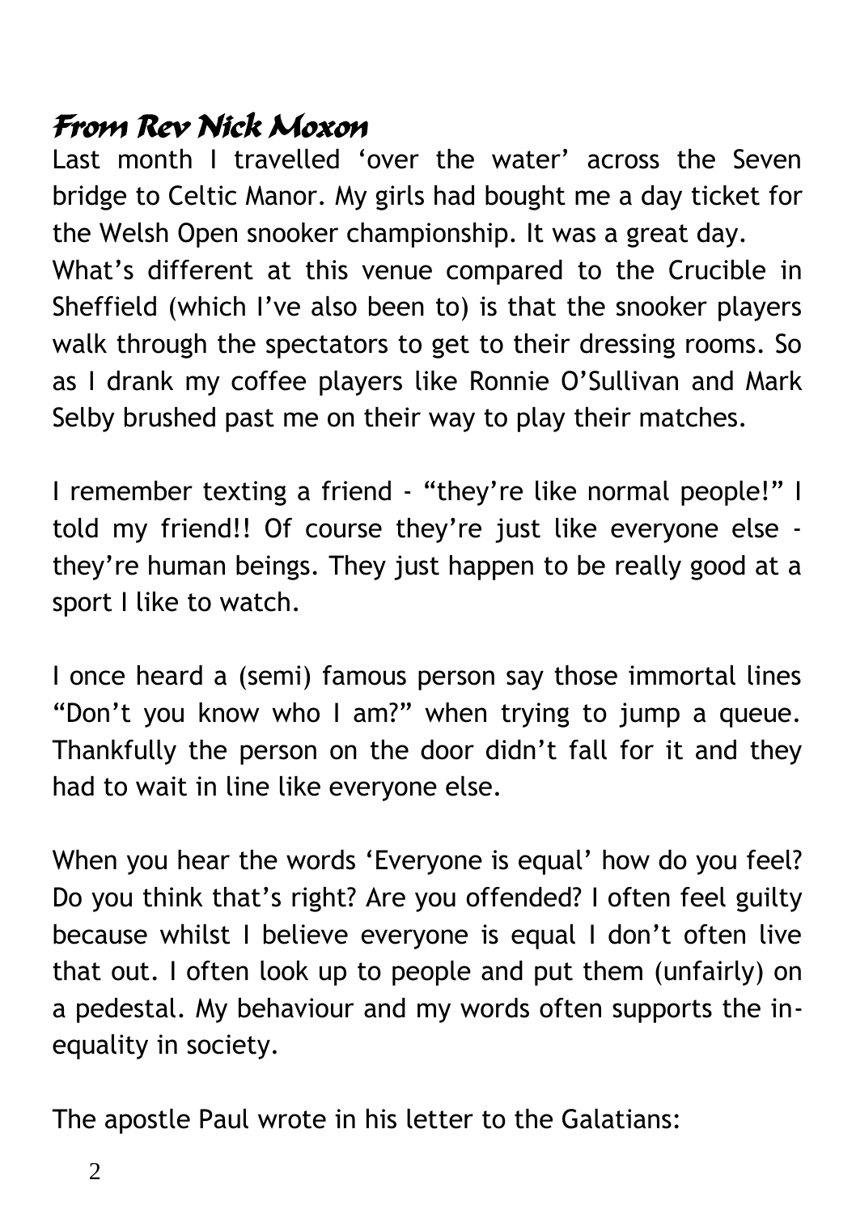## *From Rev Nick Moxon*

Last month I travelled 'over the water' across the Seven bridge to Celtic Manor. My girls had bought me a day ticket for the Welsh Open snooker championship. It was a great day. What's different at this venue compared to the Crucible in Sheffield (which I've also been to) is that the snooker players walk through the spectators to get to their dressing rooms. So as I drank my coffee players like Ronnie O'Sullivan and Mark Selby brushed past me on their way to play their matches.

I remember texting a friend - "they're like normal people!" I told my friend!! Of course they're just like everyone else - they're human beings. They just happen to be really good at a sport I like to watch.

I once heard a (semi) famous person say those immortal lines "Don't you know who I am?" when trying to jump a queue. Thankfully the person on the door didn't fall for it and they had to wait in line like everyone else.

When you hear the words 'Everyone is equal' how do you feel? Do you think that's right? Are you offended? I often feel guilty because whilst I believe everyone is equal I don't often live that out. I often look up to people and put them (unfairly) on a pedestal. My behaviour and my words often supports the in-equality in society.

The apostle Paul wrote in his letter to the Galatians: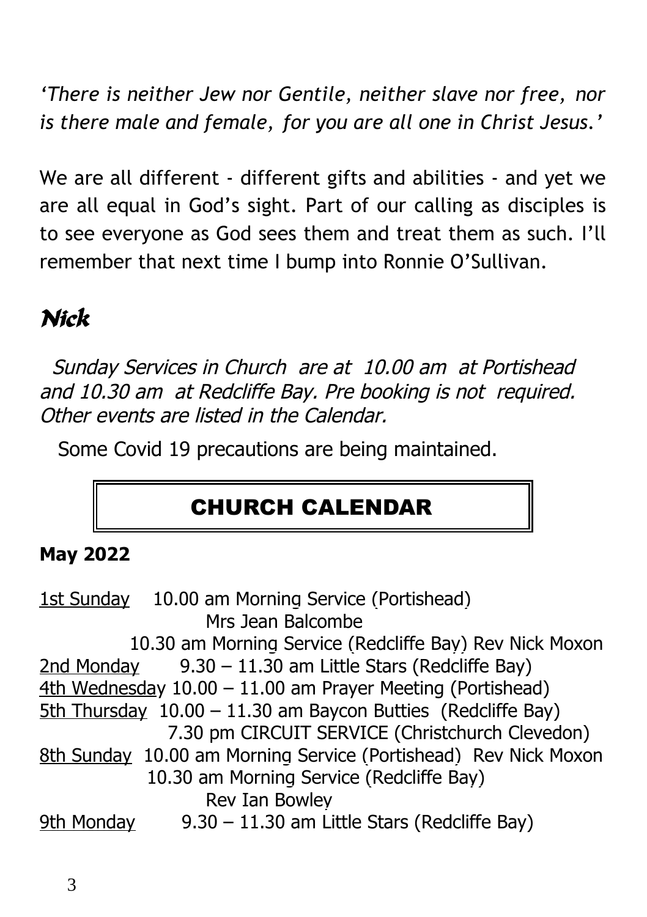*'There is neither Jew nor Gentile, neither slave nor free, nor is there male and female, for you are all one in Christ Jesus.'*

We are all different - different gifts and abilities - and yet we are all equal in God's sight. Part of our calling as disciples is to see everyone as God sees them and treat them as such. I'll remember that next time I bump into Ronnie O'Sullivan.

## *Nick*

*Sunday Services in Church are at 10.00 am at Portishead and 10.30 am at Redcliffe Bay. Pre booking is not required. Other events are listed in the Calendar.*

Some Covid 19 precautions are being maintained.

## CHURCH CALENDAR

**May 2022**

1st Sunday 10.00 am Morning Service (Portishead) Mrs Jean Balcombe
10.30 am Morning Service (Redcliffe Bay) Rev Nick Moxon

2nd Monday 9.30 – 11.30 am Little Stars (Redcliffe Bay)

4th Wednesday 10.00 – 11.00 am Prayer Meeting (Portishead)

5th Thursday 10.00 – 11.30 am Baycon Butties (Redcliffe Bay)
7.30 pm CIRCUIT SERVICE (Christchurch Clevedon)

8th Sunday 10.00 am Morning Service (Portishead) Rev Nick Moxon
10.30 am Morning Service (Redcliffe Bay) Rev Ian Bowley

9th Monday 9.30 – 11.30 am Little Stars (Redcliffe Bay)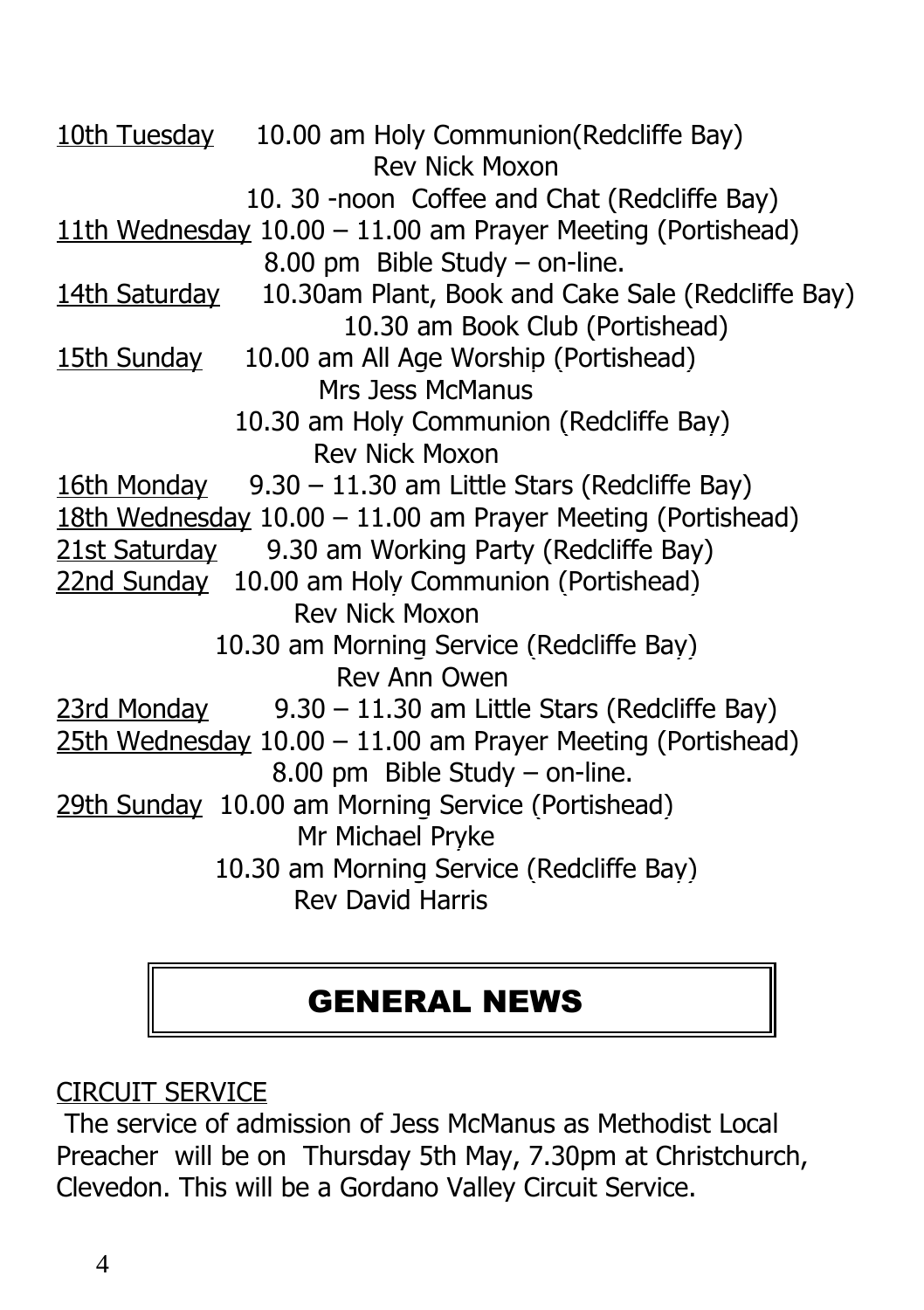<u>10th Tuesday</u> 10.00 am Holy Communion(Redcliffe Bay)
Rev Nick Moxon
10. 30 -noon Coffee and Chat (Redcliffe Bay)

<u>11th Wednesday</u> 10.00 – 11.00 am Prayer Meeting (Portishead)
8.00 pm Bible Study – on-line.

<u>14th Saturday</u> 10.30am Plant, Book and Cake Sale (Redcliffe Bay)
10.30 am Book Club (Portishead)

<u>15th Sunday</u> 10.00 am All Age Worship (Portishead)
Mrs Jess McManus
10.30 am Holy Communion (Redcliffe Bay)
Rev Nick Moxon

<u>16th Monday</u> 9.30 – 11.30 am Little Stars (Redcliffe Bay)

<u>18th Wednesday</u> 10.00 – 11.00 am Prayer Meeting (Portishead)

<u>21st Saturday</u> 9.30 am Working Party (Redcliffe Bay)

<u>22nd Sunday</u> 10.00 am Holy Communion (Portishead)
Rev Nick Moxon
10.30 am Morning Service (Redcliffe Bay)
Rev Ann Owen

<u>23rd Monday</u> 9.30 – 11.30 am Little Stars (Redcliffe Bay)

<u>25th Wednesday</u> 10.00 – 11.00 am Prayer Meeting (Portishead)
8.00 pm Bible Study – on-line.

<u>29th Sunday</u> 10.00 am Morning Service (Portishead)
Mr Michael Pryke
10.30 am Morning Service (Redcliffe Bay)
Rev David Harris

## GENERAL NEWS

<u>CIRCUIT SERVICE</u>

The service of admission of Jess McManus as Methodist Local Preacher will be on Thursday 5th May, 7.30pm at Christchurch, Clevedon. This will be a Gordano Valley Circuit Service.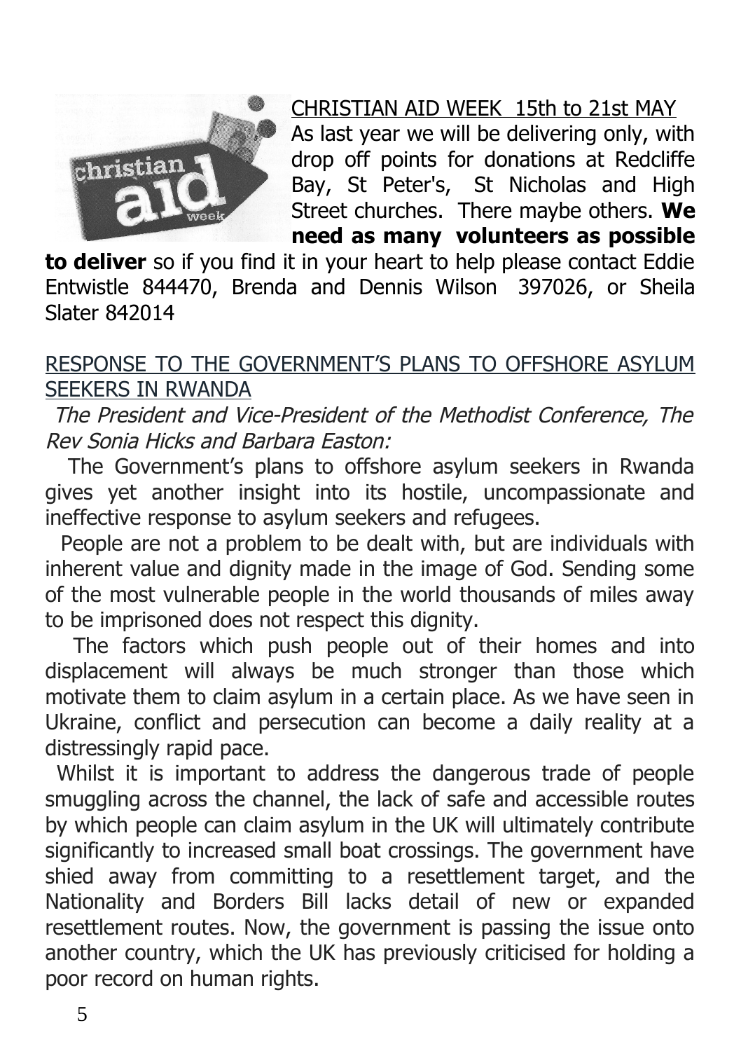CHRISTIAN AID WEEK  15th to 21st MAY

As last year we will be delivering only, with drop off points for donations at Redcliffe Bay, St Peter's, St Nicholas and High Street churches. There maybe others. **We need as many volunteers as possible to deliver** so if you find it in your heart to help please contact Eddie Entwistle 844470, Brenda and Dennis Wilson 397026, or Sheila Slater 842014

RESPONSE TO THE GOVERNMENT'S PLANS TO OFFSHORE ASYLUM SEEKERS IN RWANDA

*The President and Vice-President of the Methodist Conference, The Rev Sonia Hicks and Barbara Easton:*

The Government's plans to offshore asylum seekers in Rwanda gives yet another insight into its hostile, uncompassionate and ineffective response to asylum seekers and refugees.

People are not a problem to be dealt with, but are individuals with inherent value and dignity made in the image of God. Sending some of the most vulnerable people in the world thousands of miles away to be imprisoned does not respect this dignity.

The factors which push people out of their homes and into displacement will always be much stronger than those which motivate them to claim asylum in a certain place. As we have seen in Ukraine, conflict and persecution can become a daily reality at a distressingly rapid pace.

Whilst it is important to address the dangerous trade of people smuggling across the channel, the lack of safe and accessible routes by which people can claim asylum in the UK will ultimately contribute significantly to increased small boat crossings. The government have shied away from committing to a resettlement target, and the Nationality and Borders Bill lacks detail of new or expanded resettlement routes. Now, the government is passing the issue onto another country, which the UK has previously criticised for holding a poor record on human rights.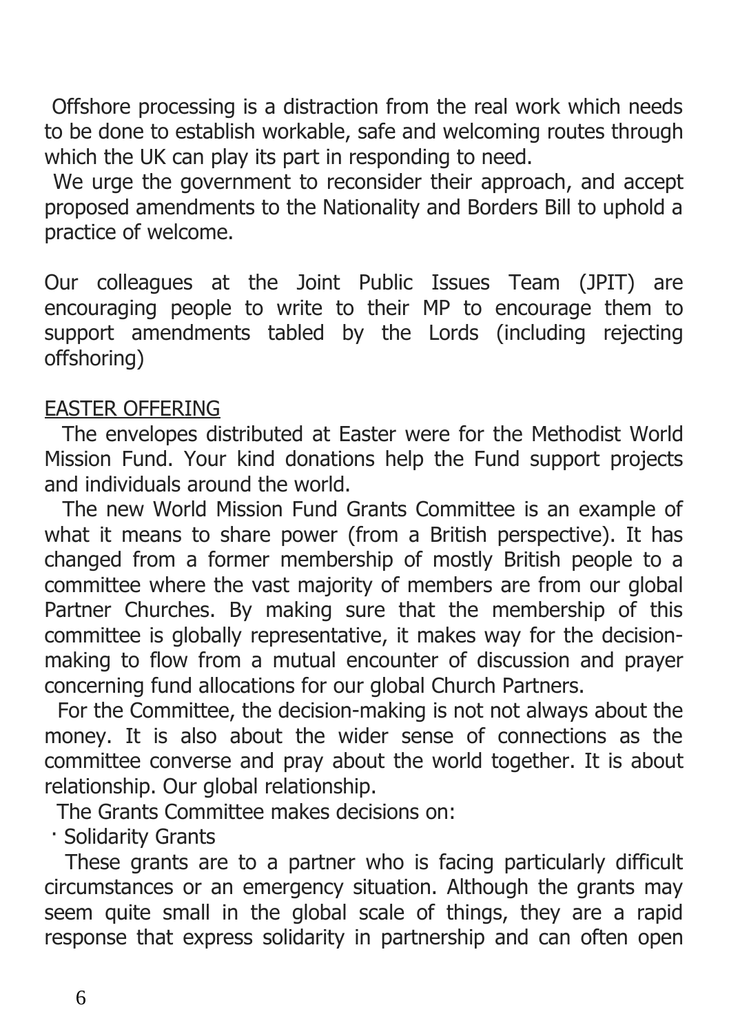Offshore processing is a distraction from the real work which needs to be done to establish workable, safe and welcoming routes through which the UK can play its part in responding to need.

We urge the government to reconsider their approach, and accept proposed amendments to the Nationality and Borders Bill to uphold a practice of welcome.

Our colleagues at the Joint Public Issues Team (JPIT) are encouraging people to write to their MP to encourage them to support amendments tabled by the Lords (including rejecting offshoring)

## EASTER OFFERING

The envelopes distributed at Easter were for the Methodist World Mission Fund. Your kind donations help the Fund support projects and individuals around the world.

The new World Mission Fund Grants Committee is an example of what it means to share power (from a British perspective). It has changed from a former membership of mostly British people to a committee where the vast majority of members are from our global Partner Churches. By making sure that the membership of this committee is globally representative, it makes way for the decision-making to flow from a mutual encounter of discussion and prayer concerning fund allocations for our global Church Partners.

For the Committee, the decision-making is not not always about the money. It is also about the wider sense of connections as the committee converse and pray about the world together. It is about relationship. Our global relationship.

The Grants Committee makes decisions on:

- Solidarity Grants

These grants are to a partner who is facing particularly difficult circumstances or an emergency situation. Although the grants may seem quite small in the global scale of things, they are a rapid response that express solidarity in partnership and can often open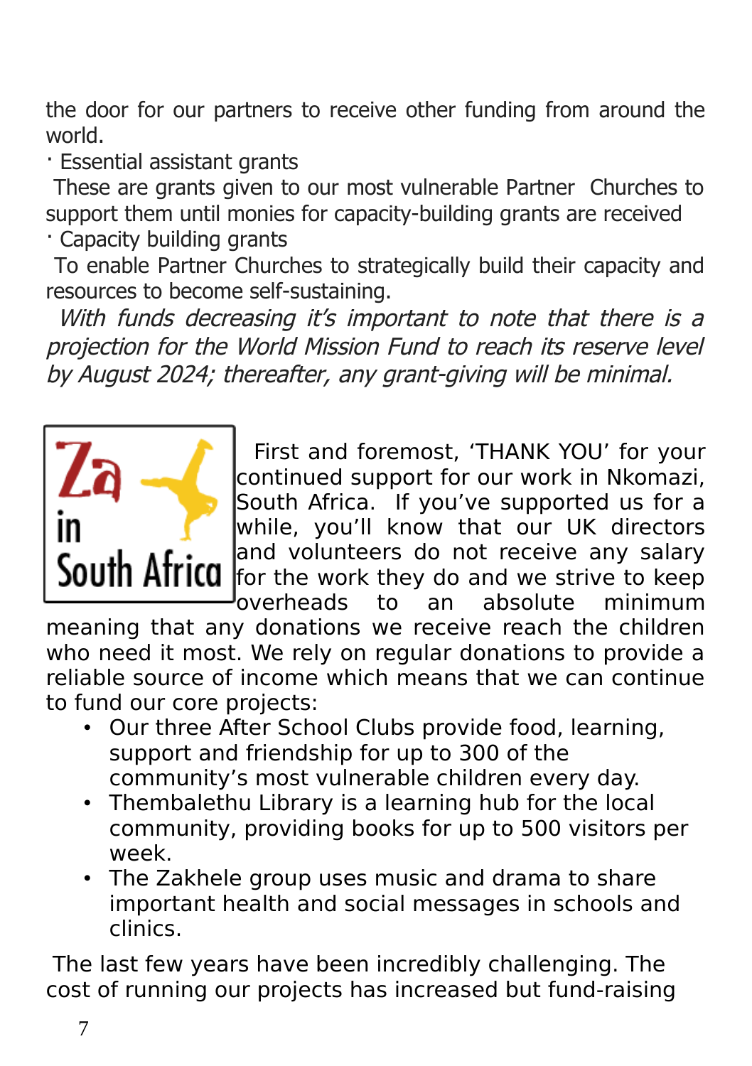the door for our partners to receive other funding from around the world.

- Essential assistant grants

These are grants given to our most vulnerable Partner Churches to support them until monies for capacity-building grants are received

- Capacity building grants

To enable Partner Churches to strategically build their capacity and resources to become self-sustaining.

*With funds decreasing it's important to note that there is a projection for the World Mission Fund to reach its reserve level by August 2024; thereafter, any grant-giving will be minimal.*

Za in South Africa

First and foremost, 'THANK YOU' for your continued support for our work in Nkomazi, South Africa. If you've supported us for a while, you'll know that our UK directors and volunteers do not receive any salary for the work they do and we strive to keep overheads to an absolute minimum meaning that any donations we receive reach the children who need it most. We rely on regular donations to provide a reliable source of income which means that we can continue to fund our core projects:

- Our three After School Clubs provide food, learning, support and friendship for up to 300 of the community's most vulnerable children every day.
- Thembalethu Library is a learning hub for the local community, providing books for up to 500 visitors per week.
- The Zakhele group uses music and drama to share important health and social messages in schools and clinics.

The last few years have been incredibly challenging. The cost of running our projects has increased but fund-raising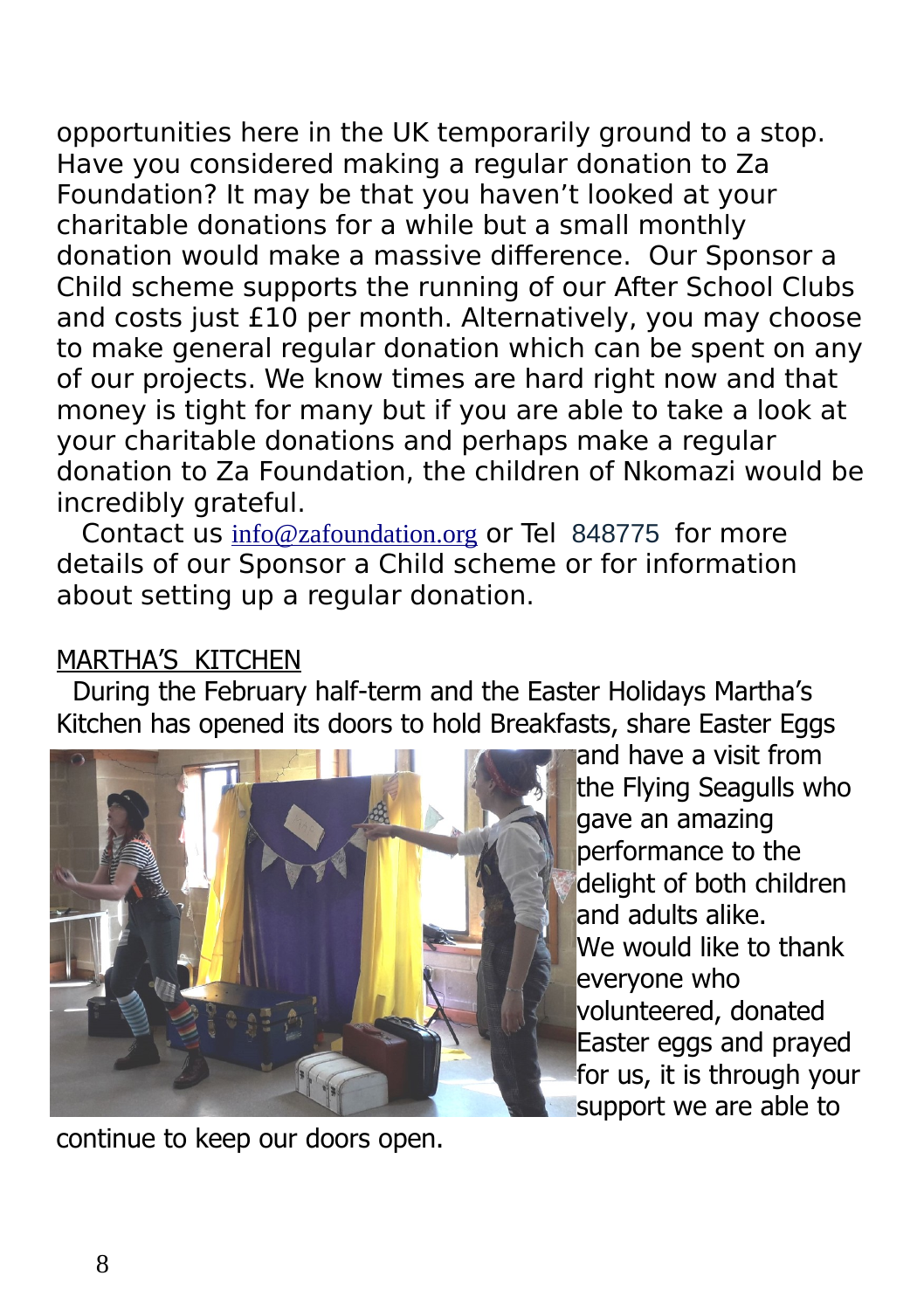opportunities here in the UK temporarily ground to a stop. Have you considered making a regular donation to Za Foundation? It may be that you haven't looked at your charitable donations for a while but a small monthly donation would make a massive difference. Our Sponsor a Child scheme supports the running of our After School Clubs and costs just £10 per month. Alternatively, you may choose to make general regular donation which can be spent on any of our projects. We know times are hard right now and that money is tight for many but if you are able to take a look at your charitable donations and perhaps make a regular donation to Za Foundation, the children of Nkomazi would be incredibly grateful.

Contact us info@zafoundation.org or Tel 848775 for more details of our Sponsor a Child scheme or for information about setting up a regular donation.

## MARTHA'S KITCHEN

During the February half-term and the Easter Holidays Martha's Kitchen has opened its doors to hold Breakfasts, share Easter Eggs and have a visit from the Flying Seagulls who gave an amazing performance to the delight of both children and adults alike.

We would like to thank everyone who volunteered, donated Easter eggs and prayed for us, it is through your support we are able to continue to keep our doors open.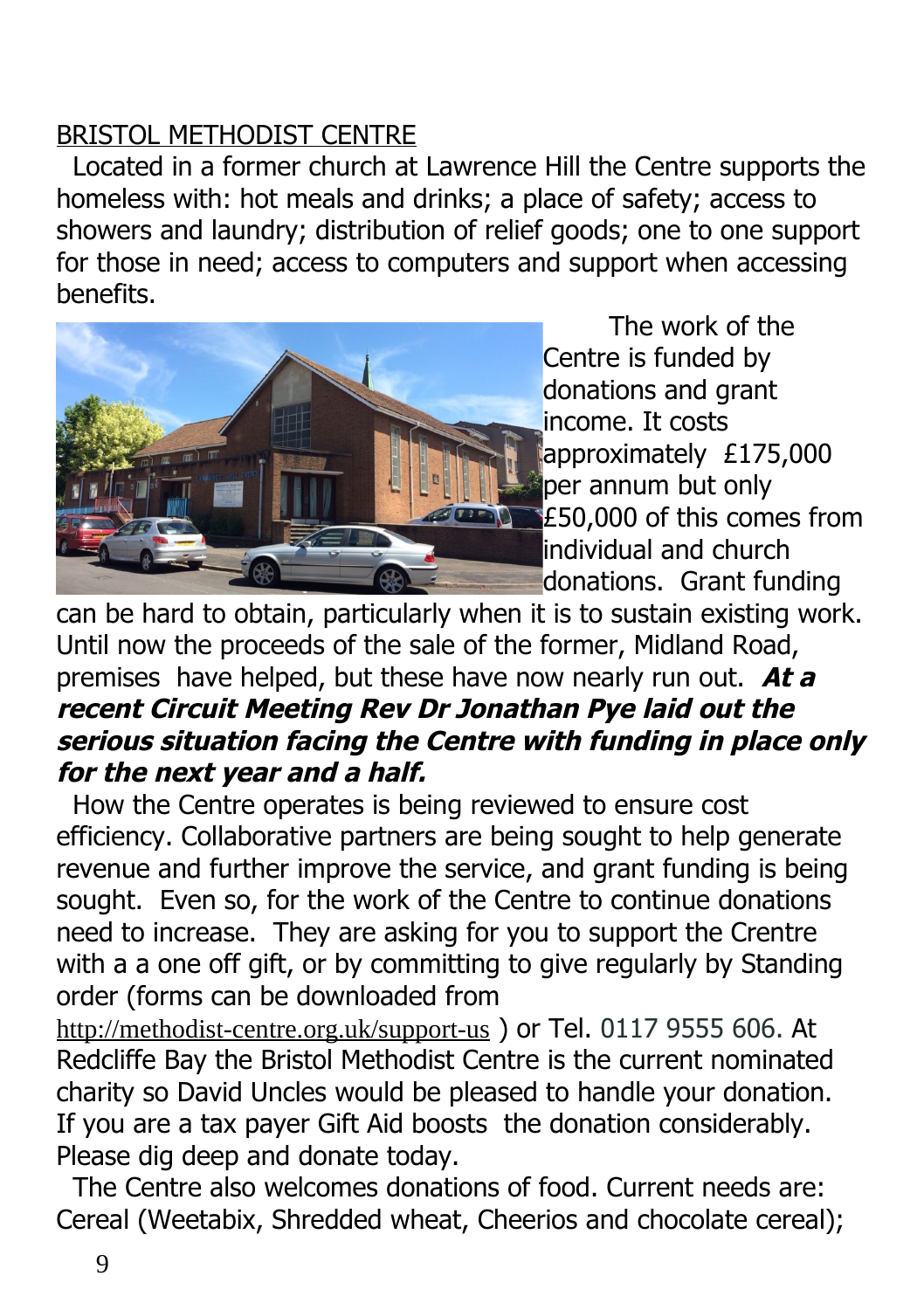BRISTOL METHODIST CENTRE

Located in a former church at Lawrence Hill the Centre supports the homeless with: hot meals and drinks; a place of safety; access to showers and laundry; distribution of relief goods; one to one support for those in need; access to computers and support when accessing benefits.

The work of the Centre is funded by donations and grant income. It costs approximately £175,000 per annum but only £50,000 of this comes from individual and church donations. Grant funding can be hard to obtain, particularly when it is to sustain existing work. Until now the proceeds of the sale of the former, Midland Road, premises have helped, but these have now nearly run out. ***At a recent Circuit Meeting Rev Dr Jonathan Pye laid out the serious situation facing the Centre with funding in place only for the next year and a half.***

How the Centre operates is being reviewed to ensure cost efficiency. Collaborative partners are being sought to help generate revenue and further improve the service, and grant funding is being sought. Even so, for the work of the Centre to continue donations need to increase. They are asking for you to support the Crentre with a a one off gift, or by committing to give regularly by Standing order (forms can be downloaded from http://methodist-centre.org.uk/support-us ) or Tel. 0117 9555 606. At Redcliffe Bay the Bristol Methodist Centre is the current nominated charity so David Uncles would be pleased to handle your donation. If you are a tax payer Gift Aid boosts the donation considerably. Please dig deep and donate today.

The Centre also welcomes donations of food. Current needs are: Cereal (Weetabix, Shredded wheat, Cheerios and chocolate cereal);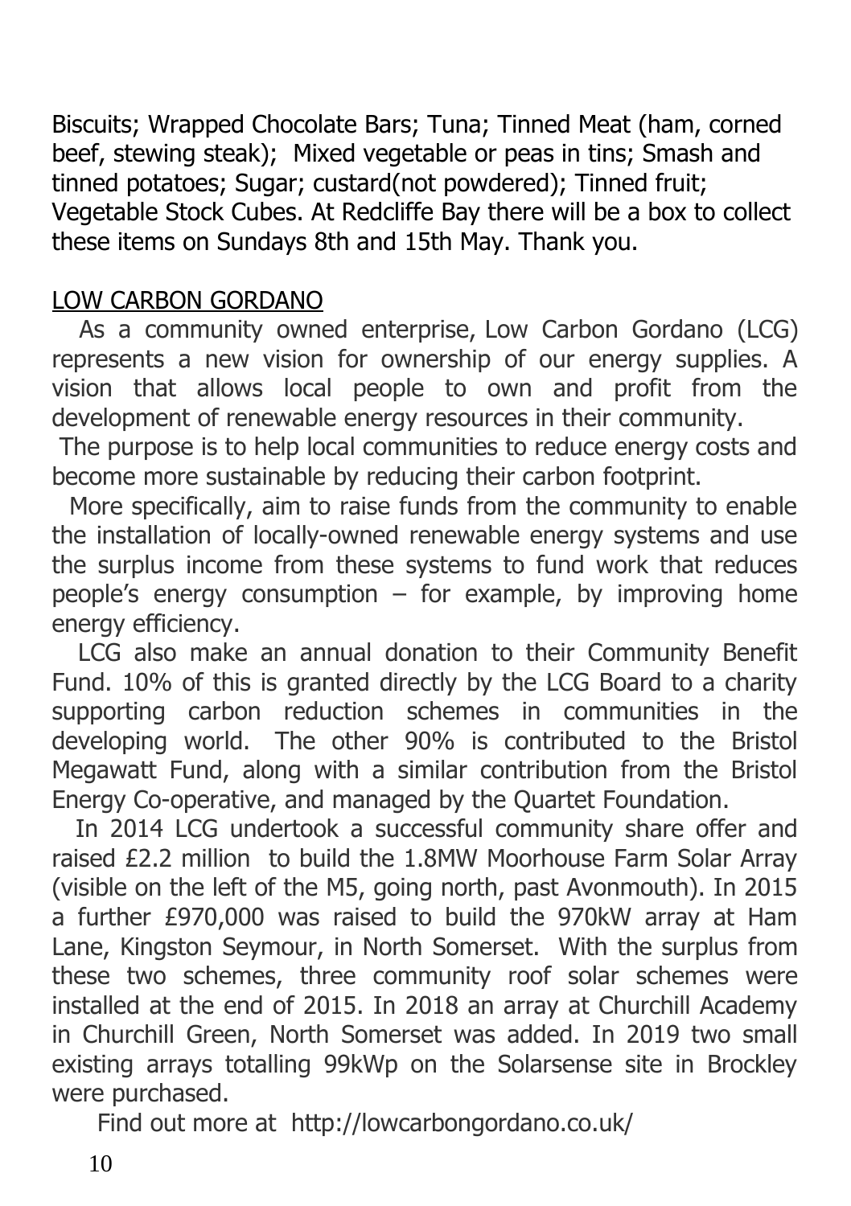Biscuits; Wrapped Chocolate Bars; Tuna; Tinned Meat (ham, corned beef, stewing steak); Mixed vegetable or peas in tins; Smash and tinned potatoes; Sugar; custard(not powdered); Tinned fruit; Vegetable Stock Cubes. At Redcliffe Bay there will be a box to collect these items on Sundays 8th and 15th May. Thank you.

## LOW CARBON GORDANO

As a community owned enterprise, Low Carbon Gordano (LCG) represents a new vision for ownership of our energy supplies. A vision that allows local people to own and profit from the development of renewable energy resources in their community.

The purpose is to help local communities to reduce energy costs and become more sustainable by reducing their carbon footprint.

More specifically, aim to raise funds from the community to enable the installation of locally-owned renewable energy systems and use the surplus income from these systems to fund work that reduces people's energy consumption – for example, by improving home energy efficiency.

LCG also make an annual donation to their Community Benefit Fund. 10% of this is granted directly by the LCG Board to a charity supporting carbon reduction schemes in communities in the developing world. The other 90% is contributed to the Bristol Megawatt Fund, along with a similar contribution from the Bristol Energy Co-operative, and managed by the Quartet Foundation.

In 2014 LCG undertook a successful community share offer and raised £2.2 million to build the 1.8MW Moorhouse Farm Solar Array (visible on the left of the M5, going north, past Avonmouth). In 2015 a further £970,000 was raised to build the 970kW array at Ham Lane, Kingston Seymour, in North Somerset. With the surplus from these two schemes, three community roof solar schemes were installed at the end of 2015. In 2018 an array at Churchill Academy in Churchill Green, North Somerset was added. In 2019 two small existing arrays totalling 99kWp on the Solarsense site in Brockley were purchased.

Find out more at http://lowcarbongordano.co.uk/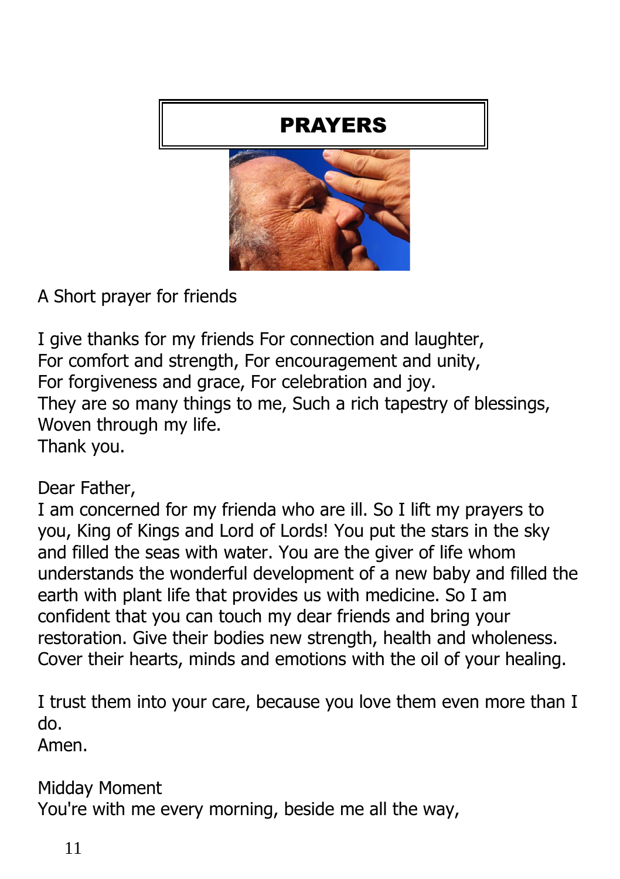# PRAYERS

A Short prayer for friends

I give thanks for my friends For connection and laughter,
For comfort and strength, For encouragement and unity,
For forgiveness and grace, For celebration and joy.
They are so many things to me, Such a rich tapestry of blessings,
Woven through my life.
Thank you.

Dear Father,
I am concerned for my frienda who are ill. So I lift my prayers to you, King of Kings and Lord of Lords! You put the stars in the sky and filled the seas with water. You are the giver of life whom understands the wonderful development of a new baby and filled the earth with plant life that provides us with medicine. So I am confident that you can touch my dear friends and bring your restoration. Give their bodies new strength, health and wholeness. Cover their hearts, minds and emotions with the oil of your healing.

I trust them into your care, because you love them even more than I do.
Amen.

Midday Moment
You're with me every morning, beside me all the way,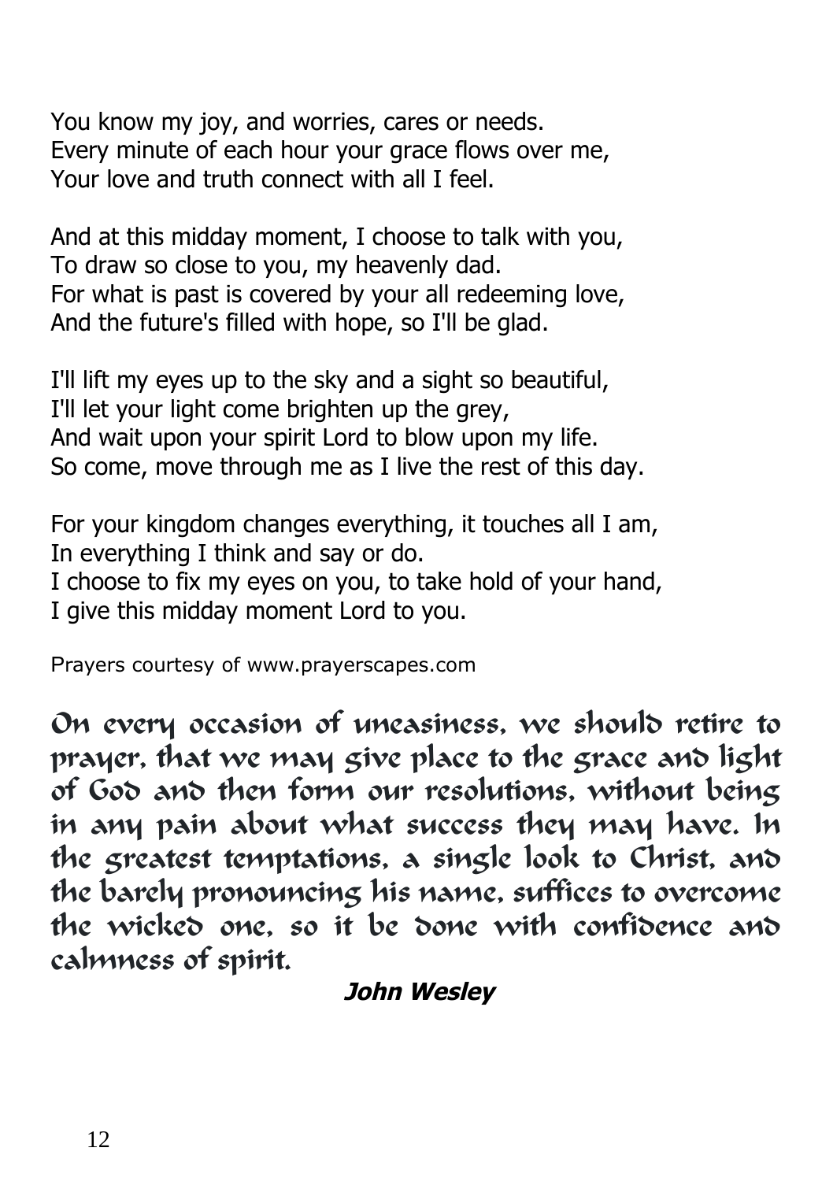You know my joy, and worries, cares or needs.
Every minute of each hour your grace flows over me,
Your love and truth connect with all I feel.

And at this midday moment, I choose to talk with you,
To draw so close to you, my heavenly dad.
For what is past is covered by your all redeeming love,
And the future's filled with hope, so I'll be glad.

I'll lift my eyes up to the sky and a sight so beautiful,
I'll let your light come brighten up the grey,
And wait upon your spirit Lord to blow upon my life.
So come, move through me as I live the rest of this day.

For your kingdom changes everything, it touches all I am,
In everything I think and say or do.
I choose to fix my eyes on you, to take hold of your hand,
I give this midday moment Lord to you.

Prayers courtesy of www.prayerscapes.com

On every occasion of uneasiness, we should retire to prayer, that we may give place to the grace and light of God and then form our resolutions, without being in any pain about what success they may have. In the greatest temptations, a single look to Christ, and the barely pronouncing his name, suffices to overcome the wicked one, so it be done with confidence and calmness of spirit.

***John Wesley***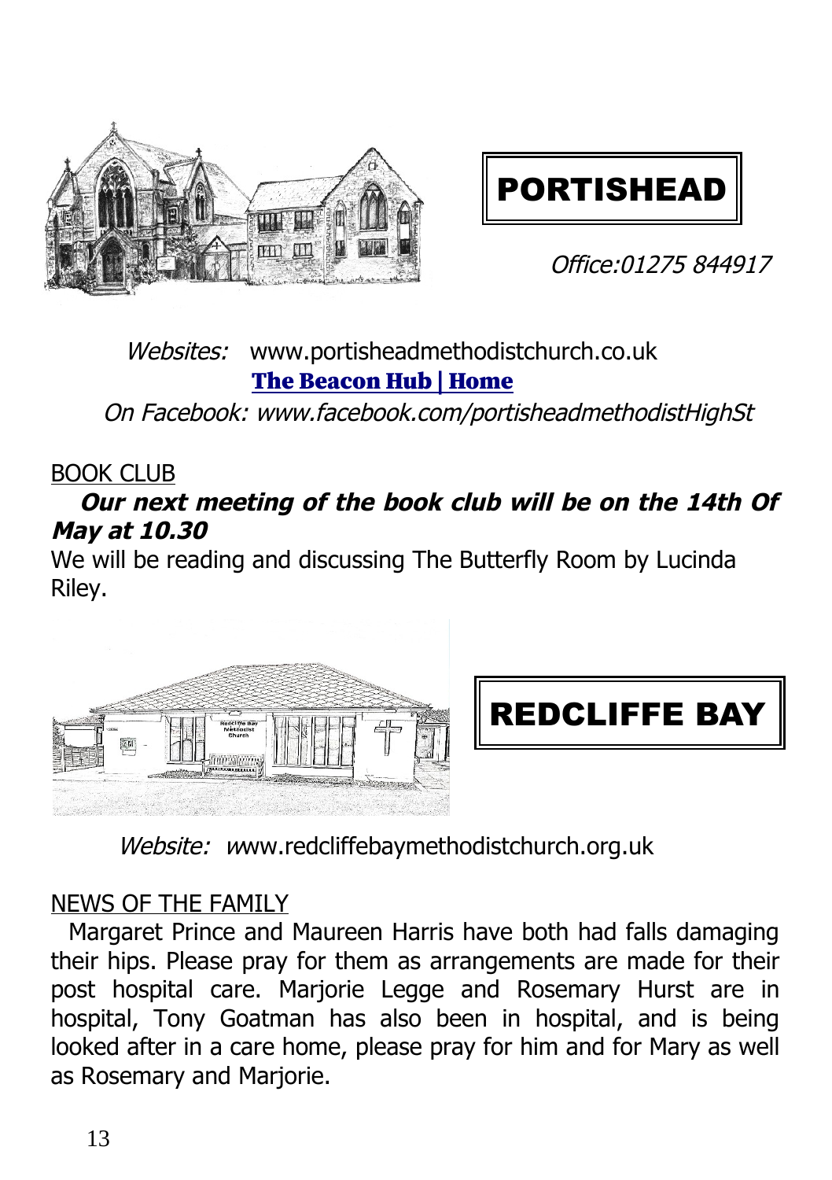# PORTISHEAD

*Office:01275 844917*

*Websites:* www.portisheadmethodistchurch.co.uk

**The Beacon Hub | Home**

*On Facebook: www.facebook.com/portisheadmethodistHighSt*

## BOOK CLUB

***Our next meeting of the book club will be on the 14th Of May at 10.30***

We will be reading and discussing The Butterfly Room by Lucinda Riley.

# REDCLIFFE BAY

*Website:* www.redcliffebaymethodistchurch.org.uk

## NEWS OF THE FAMILY

Margaret Prince and Maureen Harris have both had falls damaging their hips. Please pray for them as arrangements are made for their post hospital care. Marjorie Legge and Rosemary Hurst are in hospital, Tony Goatman has also been in hospital, and is being looked after in a care home, please pray for him and for Mary as well as Rosemary and Marjorie.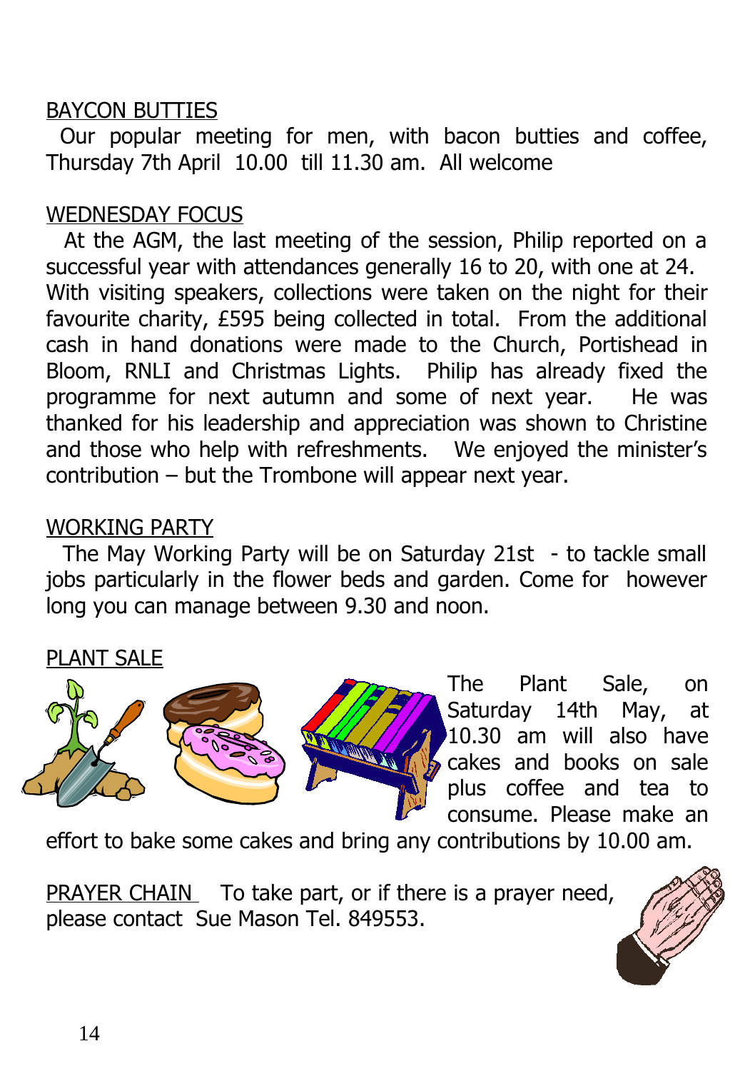BAYCON BUTTIES

Our popular meeting for men, with bacon butties and coffee, Thursday 7th April 10.00 till 11.30 am. All welcome

WEDNESDAY FOCUS

At the AGM, the last meeting of the session, Philip reported on a successful year with attendances generally 16 to 20, with one at 24. With visiting speakers, collections were taken on the night for their favourite charity, £595 being collected in total. From the additional cash in hand donations were made to the Church, Portishead in Bloom, RNLI and Christmas Lights. Philip has already fixed the programme for next autumn and some of next year. He was thanked for his leadership and appreciation was shown to Christine and those who help with refreshments. We enjoyed the minister's contribution – but the Trombone will appear next year.

WORKING PARTY

The May Working Party will be on Saturday 21st - to tackle small jobs particularly in the flower beds and garden. Come for however long you can manage between 9.30 and noon.

PLANT SALE

The Plant Sale, on Saturday 14th May, at 10.30 am will also have cakes and books on sale plus coffee and tea to consume. Please make an effort to bake some cakes and bring any contributions by 10.00 am.

PRAYER CHAIN To take part, or if there is a prayer need, please contact Sue Mason Tel. 849553.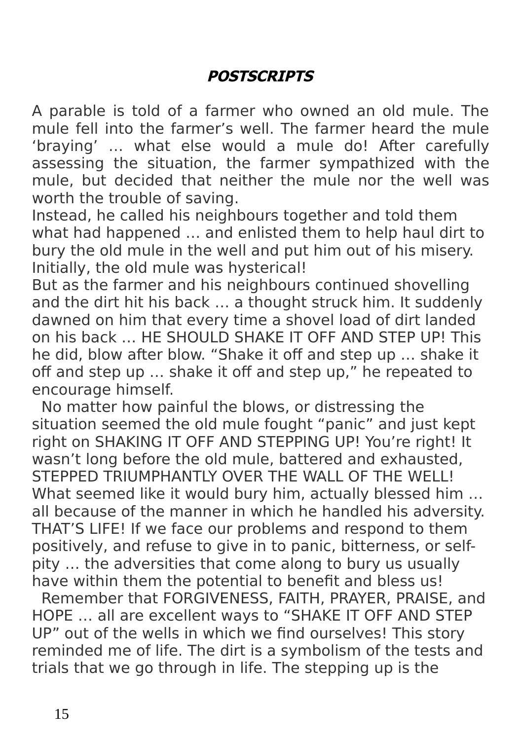## ***POSTSCRIPTS***

A parable is told of a farmer who owned an old mule. The mule fell into the farmer's well. The farmer heard the mule 'braying' … what else would a mule do! After carefully assessing the situation, the farmer sympathized with the mule, but decided that neither the mule nor the well was worth the trouble of saving.

Instead, he called his neighbours together and told them what had happened … and enlisted them to help haul dirt to bury the old mule in the well and put him out of his misery. Initially, the old mule was hysterical!

But as the farmer and his neighbours continued shovelling and the dirt hit his back … a thought struck him. It suddenly dawned on him that every time a shovel load of dirt landed on his back … HE SHOULD SHAKE IT OFF AND STEP UP! This he did, blow after blow. "Shake it off and step up … shake it off and step up … shake it off and step up," he repeated to encourage himself.

No matter how painful the blows, or distressing the situation seemed the old mule fought "panic" and just kept right on SHAKING IT OFF AND STEPPING UP! You're right! It wasn't long before the old mule, battered and exhausted, STEPPED TRIUMPHANTLY OVER THE WALL OF THE WELL! What seemed like it would bury him, actually blessed him … all because of the manner in which he handled his adversity. THAT'S LIFE! If we face our problems and respond to them positively, and refuse to give in to panic, bitterness, or self-pity … the adversities that come along to bury us usually have within them the potential to benefit and bless us!

Remember that FORGIVENESS, FAITH, PRAYER, PRAISE, and HOPE … all are excellent ways to "SHAKE IT OFF AND STEP UP" out of the wells in which we find ourselves! This story reminded me of life. The dirt is a symbolism of the tests and trials that we go through in life. The stepping up is the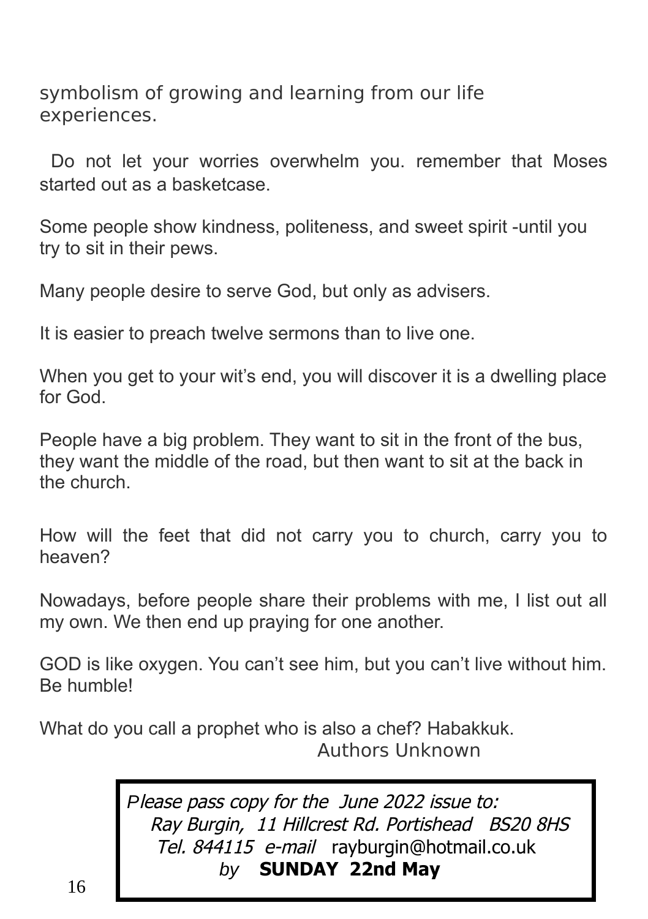symbolism of growing and learning from our life experiences.

Do not let your worries overwhelm you. remember that Moses started out as a basketcase.

Some people show kindness, politeness, and sweet spirit -until you try to sit in their pews.

Many people desire to serve God, but only as advisers.

It is easier to preach twelve sermons than to live one.

When you get to your wit's end, you will discover it is a dwelling place for God.

People have a big problem. They want to sit in the front of the bus, they want the middle of the road, but then want to sit at the back in the church.

How will the feet that did not carry you to church, carry you to heaven?

Nowadays, before people share their problems with me, I list out all my own. We then end up praying for one another.

GOD is like oxygen. You can't see him, but you can't live without him. Be humble!

What do you call a prophet who is also a chef? Habakkuk.

Authors Unknown

---

*Please pass copy for the June 2022 issue to:*
*Ray Burgin, 11 Hillcrest Rd. Portishead BS20 8HS*
*Tel. 844115 e-mail* rayburgin@hotmail.co.uk
*by* **SUNDAY 22nd May**